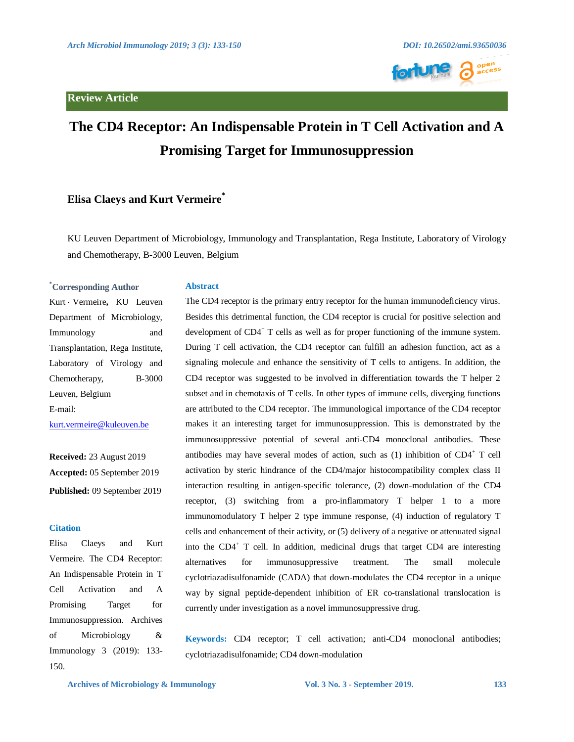Review Article

# The CD4 Receptor: An Indispensable Protein in T Cell Activation and A Promising Target for Immunosuppression

**Elisa Claeys and Kurt Vermeire***

KU Leuven Department of Microbiology, Immunology and Transplantation, Rega Institute, Laboratory of Virology and Chemotherapy, B-3000 Leuven, Belgium

**\*Corresponding Author**

Kurt · Vermeire, KU Leuven Department of Microbiology, Immunology and Transplantation, Rega Institute, Laboratory of Virology and Chemotherapy, B-3000 Leuven, Belgium

E-mail: kurt.vermeire@kuleuven.be

**Received:** 23 August 2019

**Accepted:** 05 September 2019

**Published:** 09 September 2019

**Citation**

Elisa Claeys and Kurt Vermeire. The CD4 Receptor: An Indispensable Protein in T Cell Activation and A Promising Target for Immunosuppression. Archives of Microbiology & Immunology 3 (2019): 133-150.

## Abstract

The CD4 receptor is the primary entry receptor for the human immunodeficiency virus. Besides this detrimental function, the CD4 receptor is crucial for positive selection and development of $CD4^+$ T cells as well as for proper functioning of the immune system. During T cell activation, the CD4 receptor can fulfill an adhesion function, act as a signaling molecule and enhance the sensitivity of T cells to antigens. In addition, the CD4 receptor was suggested to be involved in differentiation towards the T helper 2 subset and in chemotaxis of T cells. In other types of immune cells, diverging functions are attributed to the CD4 receptor. The immunological importance of the CD4 receptor makes it an interesting target for immunosuppression. This is demonstrated by the immunosuppressive potential of several anti-CD4 monoclonal antibodies. These antibodies may have several modes of action, such as (1) inhibition of $CD4^+$ T cell activation by steric hindrance of the CD4/major histocompatibility complex class II interaction resulting in antigen-specific tolerance, (2) down-modulation of the CD4 receptor, (3) switching from a pro-inflammatory T helper 1 to a more immunomodulatory T helper 2 type immune response, (4) induction of regulatory T cells and enhancement of their activity, or (5) delivery of a negative or attenuated signal into the $CD4^+$ T cell. In addition, medicinal drugs that target CD4 are interesting alternatives for immunosuppressive treatment. The small molecule cyclotriazadisulfonamide (CADA) that down-modulates the CD4 receptor in a unique way by signal peptide-dependent inhibition of ER co-translational translocation is currently under investigation as a novel immunosuppressive drug.

**Keywords:** CD4 receptor; T cell activation; anti-CD4 monoclonal antibodies; cyclotriazadisulfonamide; CD4 down-modulation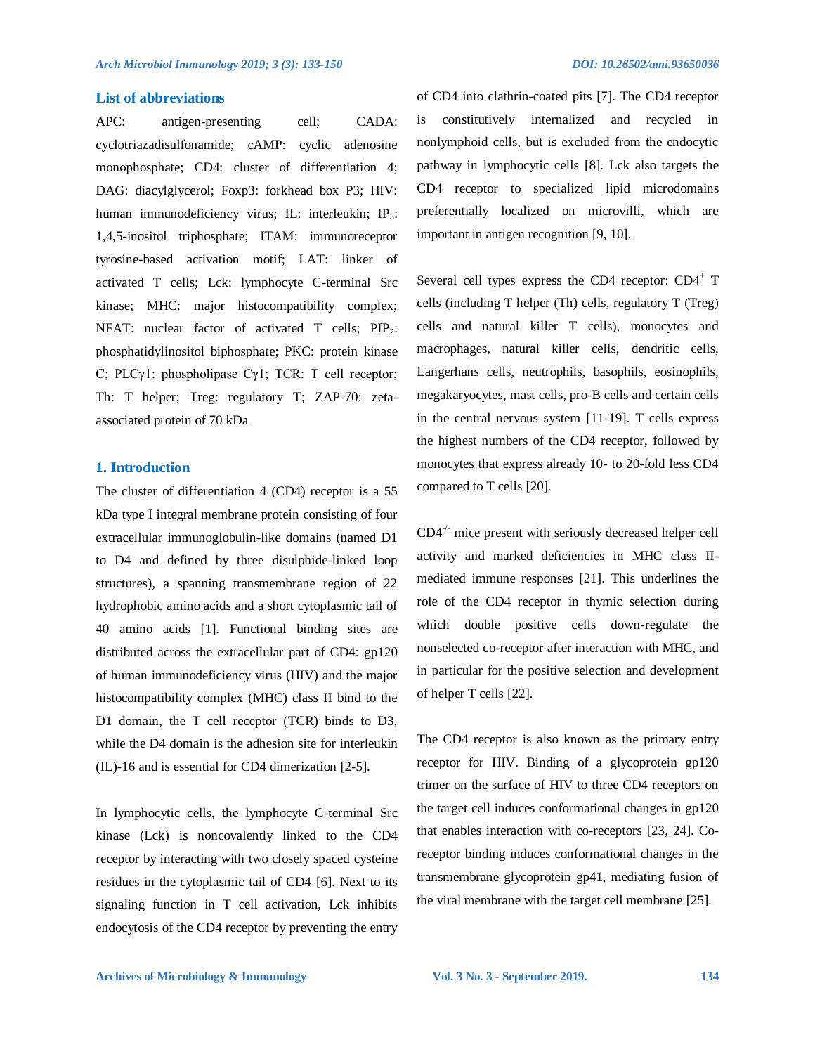## List of abbreviations

APC: antigen-presenting cell; CADA: cyclotriazadisulfonamide; cAMP: cyclic adenosine monophosphate; CD4: cluster of differentiation 4; DAG: diacylglycerol; Foxp3: forkhead box P3; HIV: human immunodeficiency virus; IL: interleukin; $IP_3$: 1,4,5-inositol triphosphate; ITAM: immunoreceptor tyrosine-based activation motif; LAT: linker of activated T cells; Lck: lymphocyte C-terminal Src kinase; MHC: major histocompatibility complex; NFAT: nuclear factor of activated T cells; $PIP_2$: phosphatidylinositol biphosphate; PKC: protein kinase C; PLCγ1: phospholipase Cγ1; TCR: T cell receptor; Th: T helper; Treg: regulatory T; ZAP-70: zeta-associated protein of 70 kDa

## 1. Introduction

The cluster of differentiation 4 (CD4) receptor is a 55 kDa type I integral membrane protein consisting of four extracellular immunoglobulin-like domains (named D1 to D4 and defined by three disulphide-linked loop structures), a spanning transmembrane region of 22 hydrophobic amino acids and a short cytoplasmic tail of 40 amino acids [1]. Functional binding sites are distributed across the extracellular part of CD4: gp120 of human immunodeficiency virus (HIV) and the major histocompatibility complex (MHC) class II bind to the D1 domain, the T cell receptor (TCR) binds to D3, while the D4 domain is the adhesion site for interleukin (IL)-16 and is essential for CD4 dimerization [2-5].

In lymphocytic cells, the lymphocyte C-terminal Src kinase (Lck) is noncovalently linked to the CD4 receptor by interacting with two closely spaced cysteine residues in the cytoplasmic tail of CD4 [6]. Next to its signaling function in T cell activation, Lck inhibits endocytosis of the CD4 receptor by preventing the entry of CD4 into clathrin-coated pits [7]. The CD4 receptor is constitutively internalized and recycled in nonlymphoid cells, but is excluded from the endocytic pathway in lymphocytic cells [8]. Lck also targets the CD4 receptor to specialized lipid microdomains preferentially localized on microvilli, which are important in antigen recognition [9, 10].

Several cell types express the CD4 receptor: $CD4^+$ T cells (including T helper (Th) cells, regulatory T (Treg) cells and natural killer T cells), monocytes and macrophages, natural killer cells, dendritic cells, Langerhans cells, neutrophils, basophils, eosinophils, megakaryocytes, mast cells, pro-B cells and certain cells in the central nervous system [11-19]. T cells express the highest numbers of the CD4 receptor, followed by monocytes that express already 10- to 20-fold less CD4 compared to T cells [20].

$CD4^{-/-}$ mice present with seriously decreased helper cell activity and marked deficiencies in MHC class II-mediated immune responses [21]. This underlines the role of the CD4 receptor in thymic selection during which double positive cells down-regulate the nonselected co-receptor after interaction with MHC, and in particular for the positive selection and development of helper T cells [22].

The CD4 receptor is also known as the primary entry receptor for HIV. Binding of a glycoprotein gp120 trimer on the surface of HIV to three CD4 receptors on the target cell induces conformational changes in gp120 that enables interaction with co-receptors [23, 24]. Co-receptor binding induces conformational changes in the transmembrane glycoprotein gp41, mediating fusion of the viral membrane with the target cell membrane [25].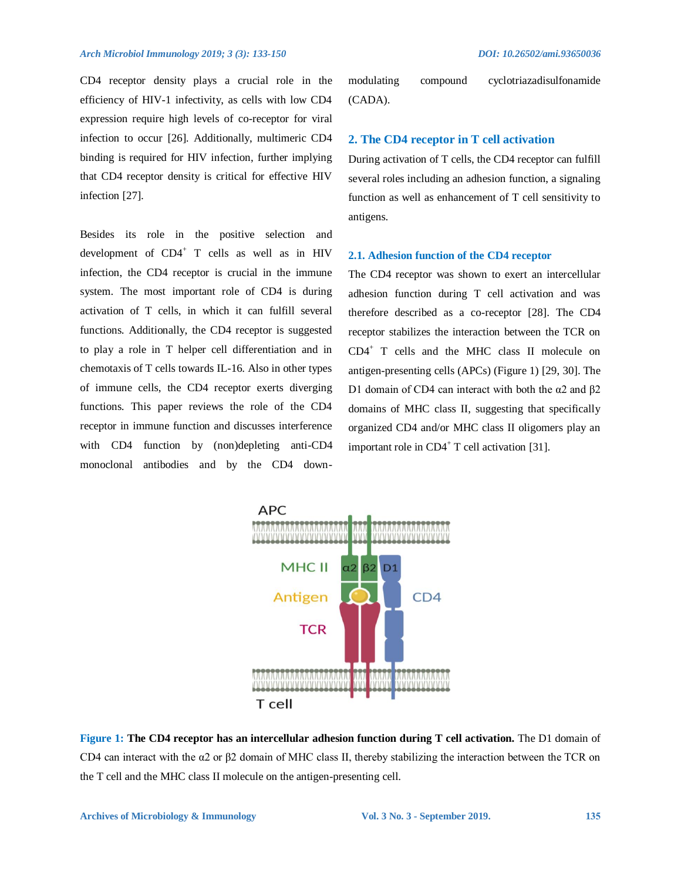CD4 receptor density plays a crucial role in the efficiency of HIV-1 infectivity, as cells with low CD4 expression require high levels of co-receptor for viral infection to occur [26]. Additionally, multimeric CD4 binding is required for HIV infection, further implying that CD4 receptor density is critical for effective HIV infection [27].

Besides its role in the positive selection and development of CD4[+] T cells as well as in HIV infection, the CD4 receptor is crucial in the immune system. The most important role of CD4 is during activation of T cells, in which it can fulfill several functions. Additionally, the CD4 receptor is suggested to play a role in T helper cell differentiation and in chemotaxis of T cells towards IL-16. Also in other types of immune cells, the CD4 receptor exerts diverging functions. This paper reviews the role of the CD4 receptor in immune function and discusses interference with CD4 function by (non)depleting anti-CD4 monoclonal antibodies and by the CD4 down-modulating compound cyclotriazadisulfonamide (CADA).

## 2. The CD4 receptor in T cell activation

During activation of T cells, the CD4 receptor can fulfill several roles including an adhesion function, a signaling function as well as enhancement of T cell sensitivity to antigens.

### 2.1. Adhesion function of the CD4 receptor

The CD4 receptor was shown to exert an intercellular adhesion function during T cell activation and was therefore described as a co-receptor [28]. The CD4 receptor stabilizes the interaction between the TCR on CD4[+] T cells and the MHC class II molecule on antigen-presenting cells (APCs) (Figure 1) [29, 30]. The D1 domain of CD4 can interact with both the α2 and β2 domains of MHC class II, suggesting that specifically organized CD4 and/or MHC class II oligomers play an important role in CD4[+] T cell activation [31].

**Figure 1: The CD4 receptor has an intercellular adhesion function during T cell activation.** The D1 domain of CD4 can interact with the α2 or β2 domain of MHC class II, thereby stabilizing the interaction between the TCR on the T cell and the MHC class II molecule on the antigen-presenting cell.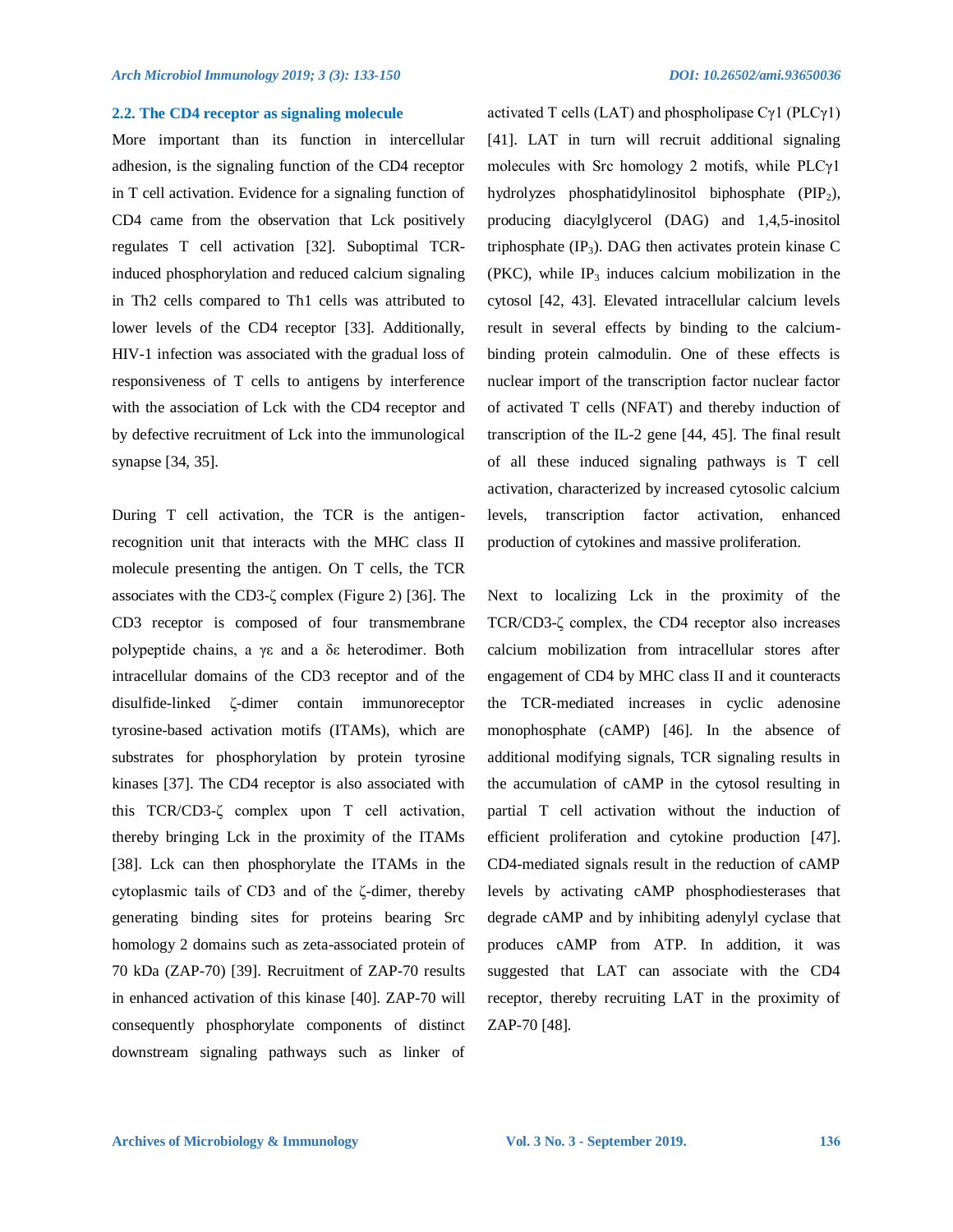### 2.2. The CD4 receptor as signaling molecule

More important than its function in intercellular adhesion, is the signaling function of the CD4 receptor in T cell activation. Evidence for a signaling function of CD4 came from the observation that Lck positively regulates T cell activation [32]. Suboptimal TCR-induced phosphorylation and reduced calcium signaling in Th2 cells compared to Th1 cells was attributed to lower levels of the CD4 receptor [33]. Additionally, HIV-1 infection was associated with the gradual loss of responsiveness of T cells to antigens by interference with the association of Lck with the CD4 receptor and by defective recruitment of Lck into the immunological synapse [34, 35].

During T cell activation, the TCR is the antigen-recognition unit that interacts with the MHC class II molecule presenting the antigen. On T cells, the TCR associates with the CD3-ζ complex (Figure 2) [36]. The CD3 receptor is composed of four transmembrane polypeptide chains, a γε and a δε heterodimer. Both intracellular domains of the CD3 receptor and of the disulfide-linked ζ-dimer contain immunoreceptor tyrosine-based activation motifs (ITAMs), which are substrates for phosphorylation by protein tyrosine kinases [37]. The CD4 receptor is also associated with this TCR/CD3-ζ complex upon T cell activation, thereby bringing Lck in the proximity of the ITAMs [38]. Lck can then phosphorylate the ITAMs in the cytoplasmic tails of CD3 and of the ζ-dimer, thereby generating binding sites for proteins bearing Src homology 2 domains such as zeta-associated protein of 70 kDa (ZAP-70) [39]. Recruitment of ZAP-70 results in enhanced activation of this kinase [40]. ZAP-70 will consequently phosphorylate components of distinct downstream signaling pathways such as linker of activated T cells (LAT) and phospholipase Cγ1 (PLCγ1) [41]. LAT in turn will recruit additional signaling molecules with Src homology 2 motifs, while PLCγ1 hydrolyzes phosphatidylinositol biphosphate ($PIP_2$), producing diacylglycerol (DAG) and 1,4,5-inositol triphosphate ($IP_3$). DAG then activates protein kinase C (PKC), while $IP_3$ induces calcium mobilization in the cytosol [42, 43]. Elevated intracellular calcium levels result in several effects by binding to the calcium-binding protein calmodulin. One of these effects is nuclear import of the transcription factor nuclear factor of activated T cells (NFAT) and thereby induction of transcription of the IL-2 gene [44, 45]. The final result of all these induced signaling pathways is T cell activation, characterized by increased cytosolic calcium levels, transcription factor activation, enhanced production of cytokines and massive proliferation.

Next to localizing Lck in the proximity of the TCR/CD3-ζ complex, the CD4 receptor also increases calcium mobilization from intracellular stores after engagement of CD4 by MHC class II and it counteracts the TCR-mediated increases in cyclic adenosine monophosphate (cAMP) [46]. In the absence of additional modifying signals, TCR signaling results in the accumulation of cAMP in the cytosol resulting in partial T cell activation without the induction of efficient proliferation and cytokine production [47]. CD4-mediated signals result in the reduction of cAMP levels by activating cAMP phosphodiesterases that degrade cAMP and by inhibiting adenylyl cyclase that produces cAMP from ATP. In addition, it was suggested that LAT can associate with the CD4 receptor, thereby recruiting LAT in the proximity of ZAP-70 [48].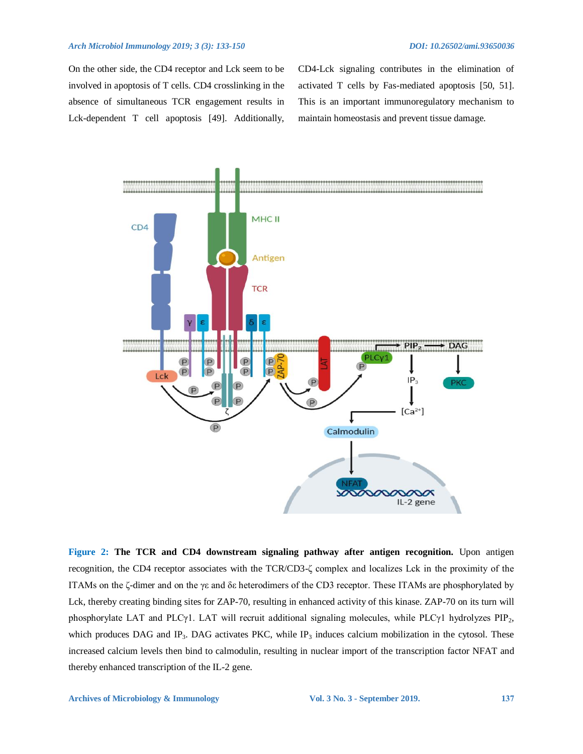On the other side, the CD4 receptor and Lck seem to be involved in apoptosis of T cells. CD4 crosslinking in the absence of simultaneous TCR engagement results in Lck-dependent T cell apoptosis [49]. Additionally, CD4-Lck signaling contributes in the elimination of activated T cells by Fas-mediated apoptosis [50, 51]. This is an important immunoregulatory mechanism to maintain homeostasis and prevent tissue damage.

**Figure 2: The TCR and CD4 downstream signaling pathway after antigen recognition.** Upon antigen recognition, the CD4 receptor associates with the TCR/CD3-ζ complex and localizes Lck in the proximity of the ITAMs on the ζ-dimer and on the γε and δε heterodimers of the CD3 receptor. These ITAMs are phosphorylated by Lck, thereby creating binding sites for ZAP-70, resulting in enhanced activity of this kinase. ZAP-70 on its turn will phosphorylate LAT and PLCγ1. LAT will recruit additional signaling molecules, while PLCγ1 hydrolyzes $PIP_2$, which produces DAG and $IP_3$. DAG activates PKC, while $IP_3$ induces calcium mobilization in the cytosol. These increased calcium levels then bind to calmodulin, resulting in nuclear import of the transcription factor NFAT and thereby enhanced transcription of the IL-2 gene.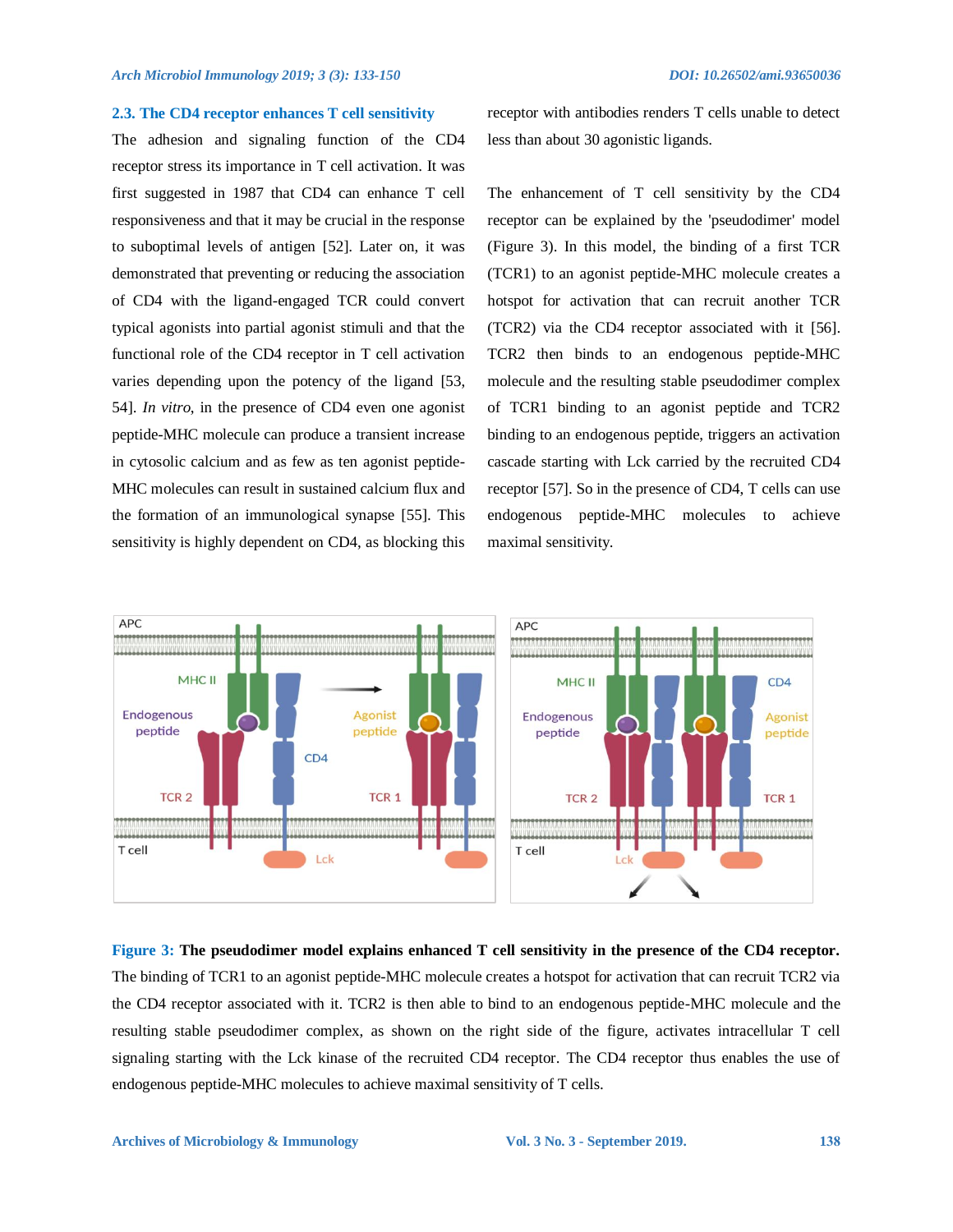### 2.3. The CD4 receptor enhances T cell sensitivity

The adhesion and signaling function of the CD4 receptor stress its importance in T cell activation. It was first suggested in 1987 that CD4 can enhance T cell responsiveness and that it may be crucial in the response to suboptimal levels of antigen [52]. Later on, it was demonstrated that preventing or reducing the association of CD4 with the ligand-engaged TCR could convert typical agonists into partial agonist stimuli and that the functional role of the CD4 receptor in T cell activation varies depending upon the potency of the ligand [53, 54]. *In vitro*, in the presence of CD4 even one agonist peptide-MHC molecule can produce a transient increase in cytosolic calcium and as few as ten agonist peptide-MHC molecules can result in sustained calcium flux and the formation of an immunological synapse [55]. This sensitivity is highly dependent on CD4, as blocking this receptor with antibodies renders T cells unable to detect less than about 30 agonistic ligands.

The enhancement of T cell sensitivity by the CD4 receptor can be explained by the 'pseudodimer' model (Figure 3). In this model, the binding of a first TCR (TCR1) to an agonist peptide-MHC molecule creates a hotspot for activation that can recruit another TCR (TCR2) via the CD4 receptor associated with it [56]. TCR2 then binds to an endogenous peptide-MHC molecule and the resulting stable pseudodimer complex of TCR1 binding to an agonist peptide and TCR2 binding to an endogenous peptide, triggers an activation cascade starting with Lck carried by the recruited CD4 receptor [57]. So in the presence of CD4, T cells can use endogenous peptide-MHC molecules to achieve maximal sensitivity.

**Figure 3: The pseudodimer model explains enhanced T cell sensitivity in the presence of the CD4 receptor.** The binding of TCR1 to an agonist peptide-MHC molecule creates a hotspot for activation that can recruit TCR2 via the CD4 receptor associated with it. TCR2 is then able to bind to an endogenous peptide-MHC molecule and the resulting stable pseudodimer complex, as shown on the right side of the figure, activates intracellular T cell signaling starting with the Lck kinase of the recruited CD4 receptor. The CD4 receptor thus enables the use of endogenous peptide-MHC molecules to achieve maximal sensitivity of T cells.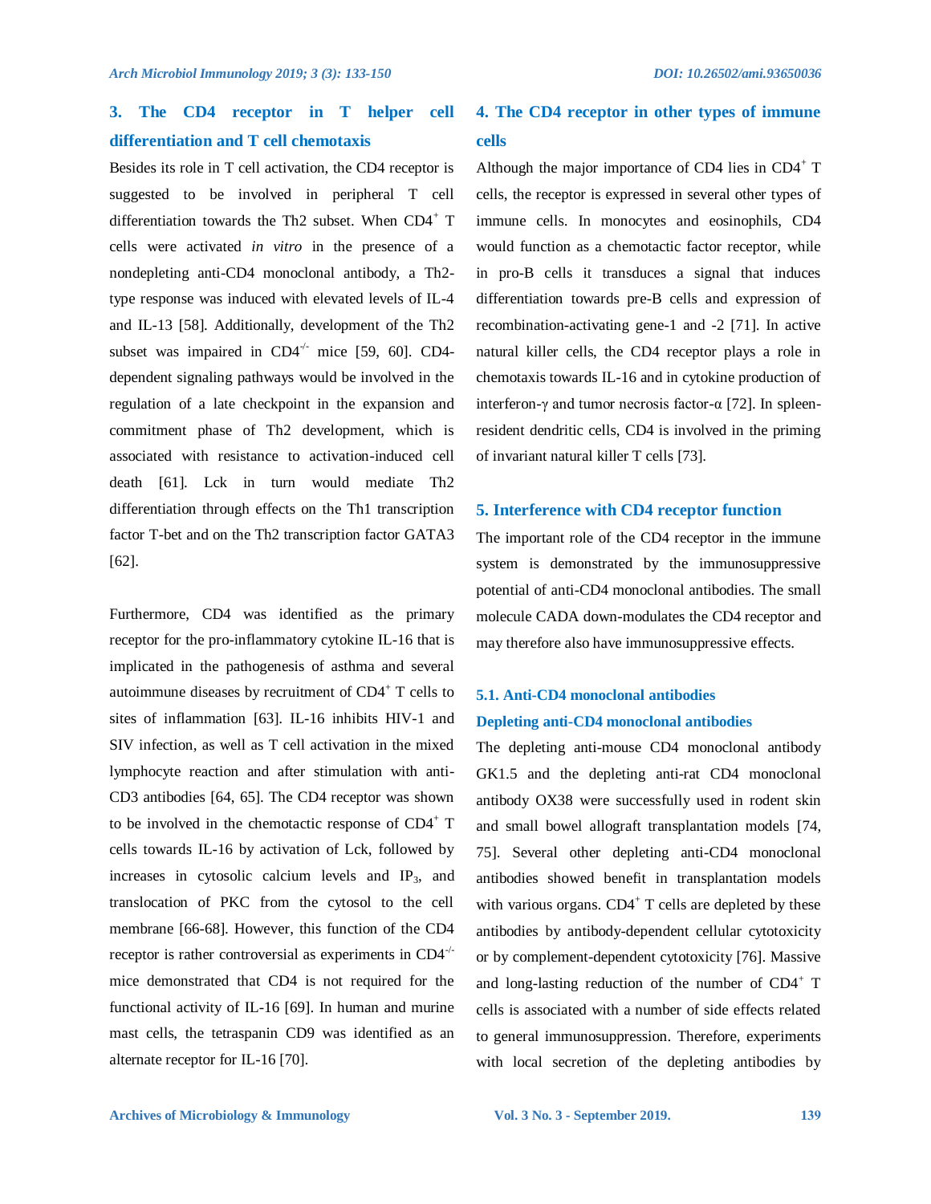## 3. The CD4 receptor in T helper cell differentiation and T cell chemotaxis

Besides its role in T cell activation, the CD4 receptor is suggested to be involved in peripheral T cell differentiation towards the Th2 subset. When $CD4^+$ T cells were activated *in vitro* in the presence of a nondepleting anti-CD4 monoclonal antibody, a Th2-type response was induced with elevated levels of IL-4 and IL-13 [58]. Additionally, development of the Th2 subset was impaired in $CD4^{-/-}$ mice [59, 60]. CD4-dependent signaling pathways would be involved in the regulation of a late checkpoint in the expansion and commitment phase of Th2 development, which is associated with resistance to activation-induced cell death [61]. Lck in turn would mediate Th2 differentiation through effects on the Th1 transcription factor T-bet and on the Th2 transcription factor GATA3 [62].

Furthermore, CD4 was identified as the primary receptor for the pro-inflammatory cytokine IL-16 that is implicated in the pathogenesis of asthma and several autoimmune diseases by recruitment of $CD4^+$ T cells to sites of inflammation [63]. IL-16 inhibits HIV-1 and SIV infection, as well as T cell activation in the mixed lymphocyte reaction and after stimulation with anti-CD3 antibodies [64, 65]. The CD4 receptor was shown to be involved in the chemotactic response of $CD4^+$ T cells towards IL-16 by activation of Lck, followed by increases in cytosolic calcium levels and $IP_3$, and translocation of PKC from the cytosol to the cell membrane [66-68]. However, this function of the CD4 receptor is rather controversial as experiments in $CD4^{-/-}$ mice demonstrated that CD4 is not required for the functional activity of IL-16 [69]. In human and murine mast cells, the tetraspanin CD9 was identified as an alternate receptor for IL-16 [70].

## 4. The CD4 receptor in other types of immune cells

Although the major importance of CD4 lies in $CD4^+$ T cells, the receptor is expressed in several other types of immune cells. In monocytes and eosinophils, CD4 would function as a chemotactic factor receptor, while in pro-B cells it transduces a signal that induces differentiation towards pre-B cells and expression of recombination-activating gene-1 and -2 [71]. In active natural killer cells, the CD4 receptor plays a role in chemotaxis towards IL-16 and in cytokine production of interferon-γ and tumor necrosis factor-α [72]. In spleen-resident dendritic cells, CD4 is involved in the priming of invariant natural killer T cells [73].

## 5. Interference with CD4 receptor function

The important role of the CD4 receptor in the immune system is demonstrated by the immunosuppressive potential of anti-CD4 monoclonal antibodies. The small molecule CADA down-modulates the CD4 receptor and may therefore also have immunosuppressive effects.

### 5.1. Anti-CD4 monoclonal antibodies

#### Depleting anti-CD4 monoclonal antibodies

The depleting anti-mouse CD4 monoclonal antibody GK1.5 and the depleting anti-rat CD4 monoclonal antibody OX38 were successfully used in rodent skin and small bowel allograft transplantation models [74, 75]. Several other depleting anti-CD4 monoclonal antibodies showed benefit in transplantation models with various organs. $CD4^+$ T cells are depleted by these antibodies by antibody-dependent cellular cytotoxicity or by complement-dependent cytotoxicity [76]. Massive and long-lasting reduction of the number of $CD4^+$ T cells is associated with a number of side effects related to general immunosuppression. Therefore, experiments with local secretion of the depleting antibodies by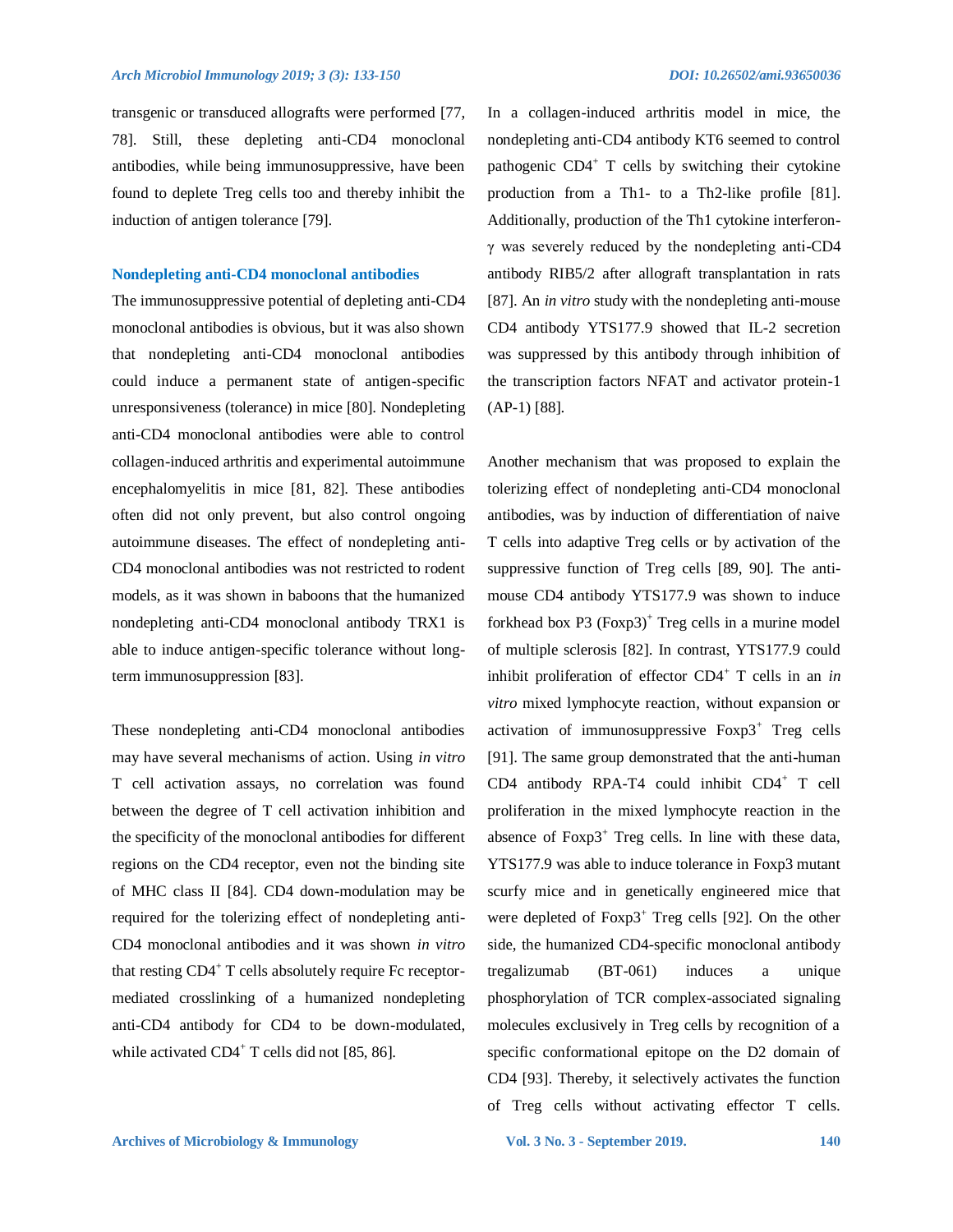transgenic or transduced allografts were performed [77, 78]. Still, these depleting anti-CD4 monoclonal antibodies, while being immunosuppressive, have been found to deplete Treg cells too and thereby inhibit the induction of antigen tolerance [79].

### Nondepleting anti-CD4 monoclonal antibodies

The immunosuppressive potential of depleting anti-CD4 monoclonal antibodies is obvious, but it was also shown that nondepleting anti-CD4 monoclonal antibodies could induce a permanent state of antigen-specific unresponsiveness (tolerance) in mice [80]. Nondepleting anti-CD4 monoclonal antibodies were able to control collagen-induced arthritis and experimental autoimmune encephalomyelitis in mice [81, 82]. These antibodies often did not only prevent, but also control ongoing autoimmune diseases. The effect of nondepleting anti-CD4 monoclonal antibodies was not restricted to rodent models, as it was shown in baboons that the humanized nondepleting anti-CD4 monoclonal antibody TRX1 is able to induce antigen-specific tolerance without long-term immunosuppression [83].

These nondepleting anti-CD4 monoclonal antibodies may have several mechanisms of action. Using *in vitro* T cell activation assays, no correlation was found between the degree of T cell activation inhibition and the specificity of the monoclonal antibodies for different regions on the CD4 receptor, even not the binding site of MHC class II [84]. CD4 down-modulation may be required for the tolerizing effect of nondepleting anti-CD4 monoclonal antibodies and it was shown *in vitro* that resting CD4⁺ T cells absolutely require Fc receptor-mediated crosslinking of a humanized nondepleting anti-CD4 antibody for CD4 to be down-modulated, while activated CD4⁺ T cells did not [85, 86].

In a collagen-induced arthritis model in mice, the nondepleting anti-CD4 antibody KT6 seemed to control pathogenic CD4⁺ T cells by switching their cytokine production from a Th1- to a Th2-like profile [81]. Additionally, production of the Th1 cytokine interferon-γ was severely reduced by the nondepleting anti-CD4 antibody RIB5/2 after allograft transplantation in rats [87]. An *in vitro* study with the nondepleting anti-mouse CD4 antibody YTS177.9 showed that IL-2 secretion was suppressed by this antibody through inhibition of the transcription factors NFAT and activator protein-1 (AP-1) [88].

Another mechanism that was proposed to explain the tolerizing effect of nondepleting anti-CD4 monoclonal antibodies, was by induction of differentiation of naive T cells into adaptive Treg cells or by activation of the suppressive function of Treg cells [89, 90]. The anti-mouse CD4 antibody YTS177.9 was shown to induce forkhead box P3 (Foxp3)⁺ Treg cells in a murine model of multiple sclerosis [82]. In contrast, YTS177.9 could inhibit proliferation of effector CD4⁺ T cells in an *in vitro* mixed lymphocyte reaction, without expansion or activation of immunosuppressive Foxp3⁺ Treg cells [91]. The same group demonstrated that the anti-human CD4 antibody RPA-T4 could inhibit CD4⁺ T cell proliferation in the mixed lymphocyte reaction in the absence of Foxp3⁺ Treg cells. In line with these data, YTS177.9 was able to induce tolerance in Foxp3 mutant scurfy mice and in genetically engineered mice that were depleted of Foxp3⁺ Treg cells [92]. On the other side, the humanized CD4-specific monoclonal antibody tregalizumab (BT-061) induces a unique phosphorylation of TCR complex-associated signaling molecules exclusively in Treg cells by recognition of a specific conformational epitope on the D2 domain of CD4 [93]. Thereby, it selectively activates the function of Treg cells without activating effector T cells.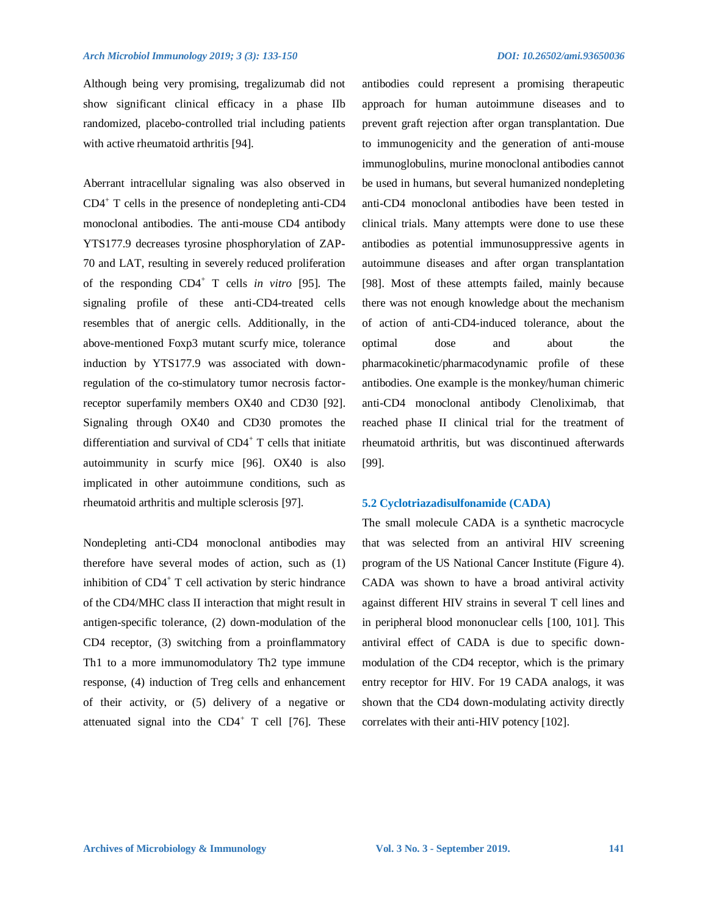Although being very promising, tregalizumab did not show significant clinical efficacy in a phase IIb randomized, placebo-controlled trial including patients with active rheumatoid arthritis [94].

Aberrant intracellular signaling was also observed in $CD4^+$ T cells in the presence of nondepleting anti-CD4 monoclonal antibodies. The anti-mouse CD4 antibody YTS177.9 decreases tyrosine phosphorylation of ZAP-70 and LAT, resulting in severely reduced proliferation of the responding $CD4^+$ T cells *in vitro* [95]. The signaling profile of these anti-CD4-treated cells resembles that of anergic cells. Additionally, in the above-mentioned Foxp3 mutant scurfy mice, tolerance induction by YTS177.9 was associated with down-regulation of the co-stimulatory tumor necrosis factor-receptor superfamily members OX40 and CD30 [92]. Signaling through OX40 and CD30 promotes the differentiation and survival of $CD4^+$ T cells that initiate autoimmunity in scurfy mice [96]. OX40 is also implicated in other autoimmune conditions, such as rheumatoid arthritis and multiple sclerosis [97].

Nondepleting anti-CD4 monoclonal antibodies may therefore have several modes of action, such as (1) inhibition of $CD4^+$ T cell activation by steric hindrance of the CD4/MHC class II interaction that might result in antigen-specific tolerance, (2) down-modulation of the CD4 receptor, (3) switching from a proinflammatory Th1 to a more immunomodulatory Th2 type immune response, (4) induction of Treg cells and enhancement of their activity, or (5) delivery of a negative or attenuated signal into the $CD4^+$ T cell [76]. These antibodies could represent a promising therapeutic approach for human autoimmune diseases and to prevent graft rejection after organ transplantation. Due to immunogenicity and the generation of anti-mouse immunoglobulins, murine monoclonal antibodies cannot be used in humans, but several humanized nondepleting anti-CD4 monoclonal antibodies have been tested in clinical trials. Many attempts were done to use these antibodies as potential immunosuppressive agents in autoimmune diseases and after organ transplantation [98]. Most of these attempts failed, mainly because there was not enough knowledge about the mechanism of action of anti-CD4-induced tolerance, about the optimal dose and about the pharmacokinetic/pharmacodynamic profile of these antibodies. One example is the monkey/human chimeric anti-CD4 monoclonal antibody Clenoliximab, that reached phase II clinical trial for the treatment of rheumatoid arthritis, but was discontinued afterwards [99].

### 5.2 Cyclotriazadisulfonamide (CADA)

The small molecule CADA is a synthetic macrocycle that was selected from an antiviral HIV screening program of the US National Cancer Institute (Figure 4). CADA was shown to have a broad antiviral activity against different HIV strains in several T cell lines and in peripheral blood mononuclear cells [100, 101]. This antiviral effect of CADA is due to specific down-modulation of the CD4 receptor, which is the primary entry receptor for HIV. For 19 CADA analogs, it was shown that the CD4 down-modulating activity directly correlates with their anti-HIV potency [102].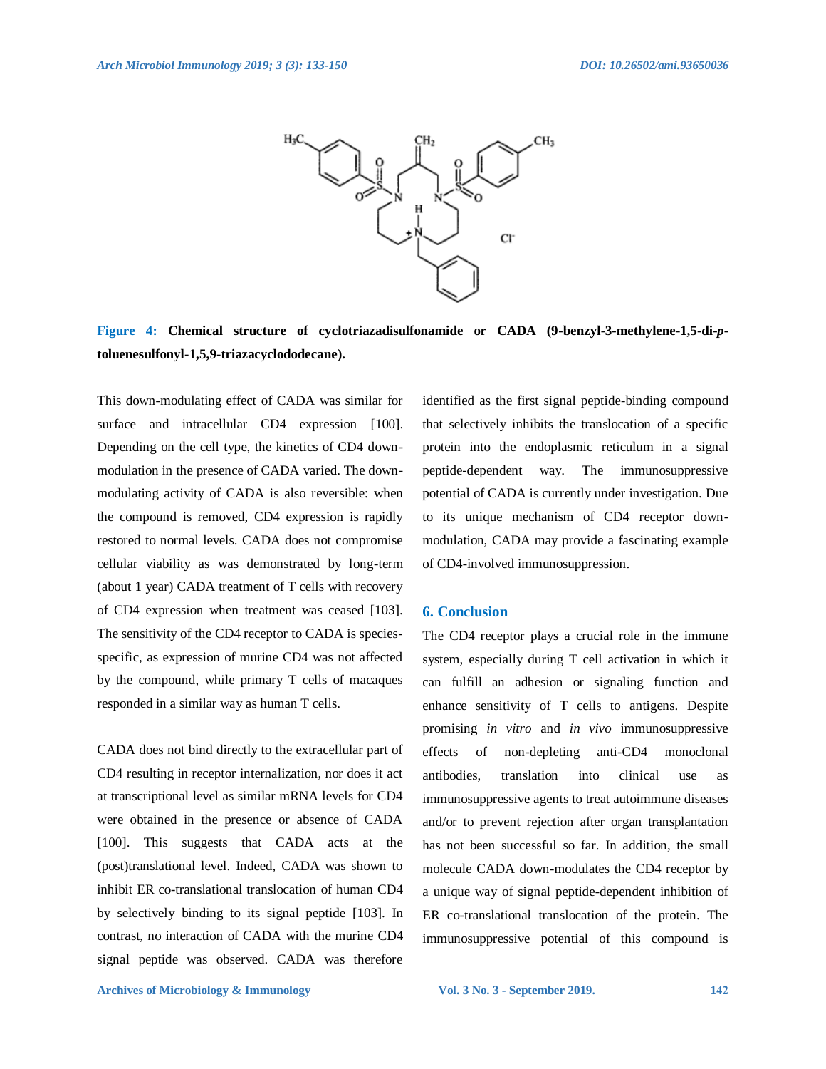**Figure 4:** **Chemical structure of cyclotriazadisulfonamide or CADA (9-benzyl-3-methylene-1,5-di-*p*-toluenesulfonyl-1,5,9-triazacyclododecane).**

This down-modulating effect of CADA was similar for surface and intracellular CD4 expression [100]. Depending on the cell type, the kinetics of CD4 down-modulation in the presence of CADA varied. The down-modulating activity of CADA is also reversible: when the compound is removed, CD4 expression is rapidly restored to normal levels. CADA does not compromise cellular viability as was demonstrated by long-term (about 1 year) CADA treatment of T cells with recovery of CD4 expression when treatment was ceased [103]. The sensitivity of the CD4 receptor to CADA is species-specific, as expression of murine CD4 was not affected by the compound, while primary T cells of macaques responded in a similar way as human T cells.

CADA does not bind directly to the extracellular part of CD4 resulting in receptor internalization, nor does it act at transcriptional level as similar mRNA levels for CD4 were obtained in the presence or absence of CADA [100]. This suggests that CADA acts at the (post)translational level. Indeed, CADA was shown to inhibit ER co-translational translocation of human CD4 by selectively binding to its signal peptide [103]. In contrast, no interaction of CADA with the murine CD4 signal peptide was observed. CADA was therefore identified as the first signal peptide-binding compound that selectively inhibits the translocation of a specific protein into the endoplasmic reticulum in a signal peptide-dependent way. The immunosuppressive potential of CADA is currently under investigation. Due to its unique mechanism of CD4 receptor down-modulation, CADA may provide a fascinating example of CD4-involved immunosuppression.

## 6. Conclusion

The CD4 receptor plays a crucial role in the immune system, especially during T cell activation in which it can fulfill an adhesion or signaling function and enhance sensitivity of T cells to antigens. Despite promising *in vitro* and *in vivo* immunosuppressive effects of non-depleting anti-CD4 monoclonal antibodies, translation into clinical use as immunosuppressive agents to treat autoimmune diseases and/or to prevent rejection after organ transplantation has not been successful so far. In addition, the small molecule CADA down-modulates the CD4 receptor by a unique way of signal peptide-dependent inhibition of ER co-translational translocation of the protein. The immunosuppressive potential of this compound is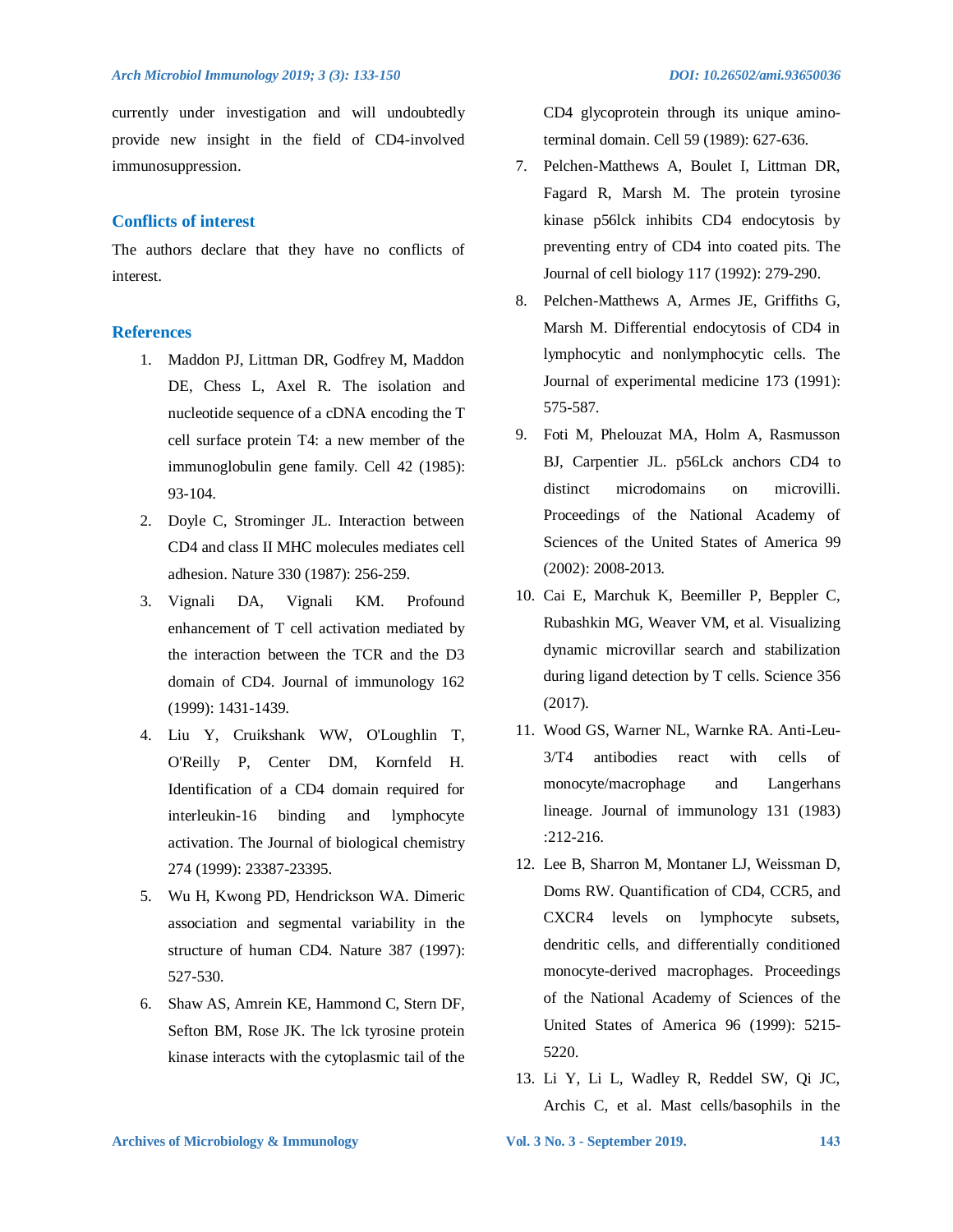currently under investigation and will undoubtedly provide new insight in the field of CD4-involved immunosuppression.

## Conflicts of interest

The authors declare that they have no conflicts of interest.

## References

1. Maddon PJ, Littman DR, Godfrey M, Maddon DE, Chess L, Axel R. The isolation and nucleotide sequence of a cDNA encoding the T cell surface protein T4: a new member of the immunoglobulin gene family. Cell 42 (1985): 93-104.
2. Doyle C, Strominger JL. Interaction between CD4 and class II MHC molecules mediates cell adhesion. Nature 330 (1987): 256-259.
3. Vignali DA, Vignali KM. Profound enhancement of T cell activation mediated by the interaction between the TCR and the D3 domain of CD4. Journal of immunology 162 (1999): 1431-1439.
4. Liu Y, Cruikshank WW, O'Loughlin T, O'Reilly P, Center DM, Kornfeld H. Identification of a CD4 domain required for interleukin-16 binding and lymphocyte activation. The Journal of biological chemistry 274 (1999): 23387-23395.
5. Wu H, Kwong PD, Hendrickson WA. Dimeric association and segmental variability in the structure of human CD4. Nature 387 (1997): 527-530.
6. Shaw AS, Amrein KE, Hammond C, Stern DF, Sefton BM, Rose JK. The lck tyrosine protein kinase interacts with the cytoplasmic tail of the CD4 glycoprotein through its unique amino-terminal domain. Cell 59 (1989): 627-636.
7. Pelchen-Matthews A, Boulet I, Littman DR, Fagard R, Marsh M. The protein tyrosine kinase p56lck inhibits CD4 endocytosis by preventing entry of CD4 into coated pits. The Journal of cell biology 117 (1992): 279-290.
8. Pelchen-Matthews A, Armes JE, Griffiths G, Marsh M. Differential endocytosis of CD4 in lymphocytic and nonlymphocytic cells. The Journal of experimental medicine 173 (1991): 575-587.
9. Foti M, Phelouzat MA, Holm A, Rasmusson BJ, Carpentier JL. p56Lck anchors CD4 to distinct microdomains on microvilli. Proceedings of the National Academy of Sciences of the United States of America 99 (2002): 2008-2013.
10. Cai E, Marchuk K, Beemiller P, Beppler C, Rubashkin MG, Weaver VM, et al. Visualizing dynamic microvillar search and stabilization during ligand detection by T cells. Science 356 (2017).
11. Wood GS, Warner NL, Warnke RA. Anti-Leu-3/T4 antibodies react with cells of monocyte/macrophage and Langerhans lineage. Journal of immunology 131 (1983) :212-216.
12. Lee B, Sharron M, Montaner LJ, Weissman D, Doms RW. Quantification of CD4, CCR5, and CXCR4 levels on lymphocyte subsets, dendritic cells, and differentially conditioned monocyte-derived macrophages. Proceedings of the National Academy of Sciences of the United States of America 96 (1999): 5215-5220.
13. Li Y, Li L, Wadley R, Reddel SW, Qi JC, Archis C, et al. Mast cells/basophils in the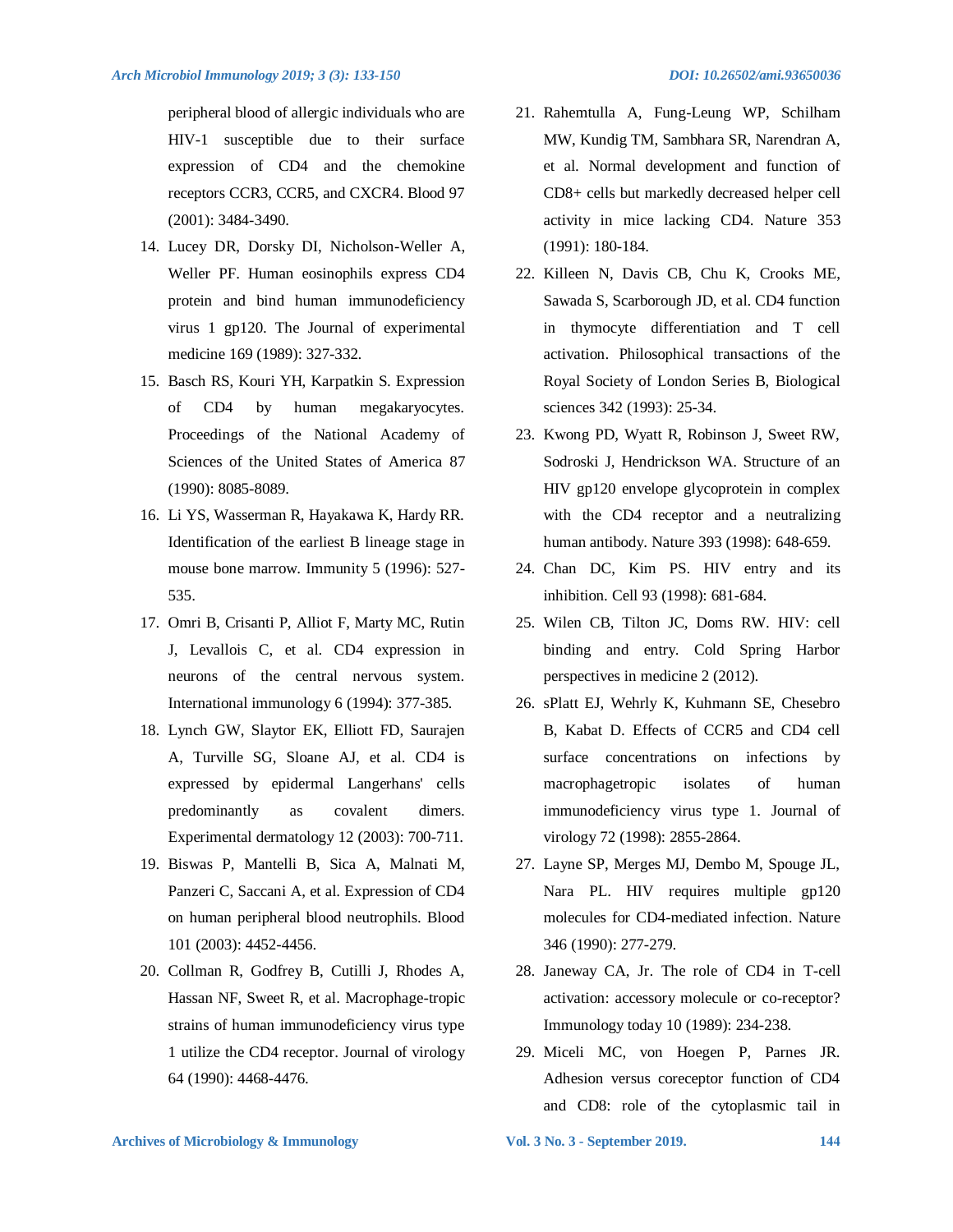peripheral blood of allergic individuals who are HIV-1 susceptible due to their surface expression of CD4 and the chemokine receptors CCR3, CCR5, and CXCR4. Blood 97 (2001): 3484-3490.

14. Lucey DR, Dorsky DI, Nicholson-Weller A, Weller PF. Human eosinophils express CD4 protein and bind human immunodeficiency virus 1 gp120. The Journal of experimental medicine 169 (1989): 327-332.
15. Basch RS, Kouri YH, Karpatkin S. Expression of CD4 by human megakaryocytes. Proceedings of the National Academy of Sciences of the United States of America 87 (1990): 8085-8089.
16. Li YS, Wasserman R, Hayakawa K, Hardy RR. Identification of the earliest B lineage stage in mouse bone marrow. Immunity 5 (1996): 527-535.
17. Omri B, Crisanti P, Alliot F, Marty MC, Rutin J, Levallois C, et al. CD4 expression in neurons of the central nervous system. International immunology 6 (1994): 377-385.
18. Lynch GW, Slaytor EK, Elliott FD, Saurajen A, Turville SG, Sloane AJ, et al. CD4 is expressed by epidermal Langerhans' cells predominantly as covalent dimers. Experimental dermatology 12 (2003): 700-711.
19. Biswas P, Mantelli B, Sica A, Malnati M, Panzeri C, Saccani A, et al. Expression of CD4 on human peripheral blood neutrophils. Blood 101 (2003): 4452-4456.
20. Collman R, Godfrey B, Cutilli J, Rhodes A, Hassan NF, Sweet R, et al. Macrophage-tropic strains of human immunodeficiency virus type 1 utilize the CD4 receptor. Journal of virology 64 (1990): 4468-4476.
21. Rahemtulla A, Fung-Leung WP, Schilham MW, Kundig TM, Sambhara SR, Narendran A, et al. Normal development and function of CD8+ cells but markedly decreased helper cell activity in mice lacking CD4. Nature 353 (1991): 180-184.
22. Killeen N, Davis CB, Chu K, Crooks ME, Sawada S, Scarborough JD, et al. CD4 function in thymocyte differentiation and T cell activation. Philosophical transactions of the Royal Society of London Series B, Biological sciences 342 (1993): 25-34.
23. Kwong PD, Wyatt R, Robinson J, Sweet RW, Sodroski J, Hendrickson WA. Structure of an HIV gp120 envelope glycoprotein in complex with the CD4 receptor and a neutralizing human antibody. Nature 393 (1998): 648-659.
24. Chan DC, Kim PS. HIV entry and its inhibition. Cell 93 (1998): 681-684.
25. Wilen CB, Tilton JC, Doms RW. HIV: cell binding and entry. Cold Spring Harbor perspectives in medicine 2 (2012).
26. sPlatt EJ, Wehrly K, Kuhmann SE, Chesebro B, Kabat D. Effects of CCR5 and CD4 cell surface concentrations on infections by macrophagetropic isolates of human immunodeficiency virus type 1. Journal of virology 72 (1998): 2855-2864.
27. Layne SP, Merges MJ, Dembo M, Spouge JL, Nara PL. HIV requires multiple gp120 molecules for CD4-mediated infection. Nature 346 (1990): 277-279.
28. Janeway CA, Jr. The role of CD4 in T-cell activation: accessory molecule or co-receptor? Immunology today 10 (1989): 234-238.
29. Miceli MC, von Hoegen P, Parnes JR. Adhesion versus coreceptor function of CD4 and CD8: role of the cytoplasmic tail in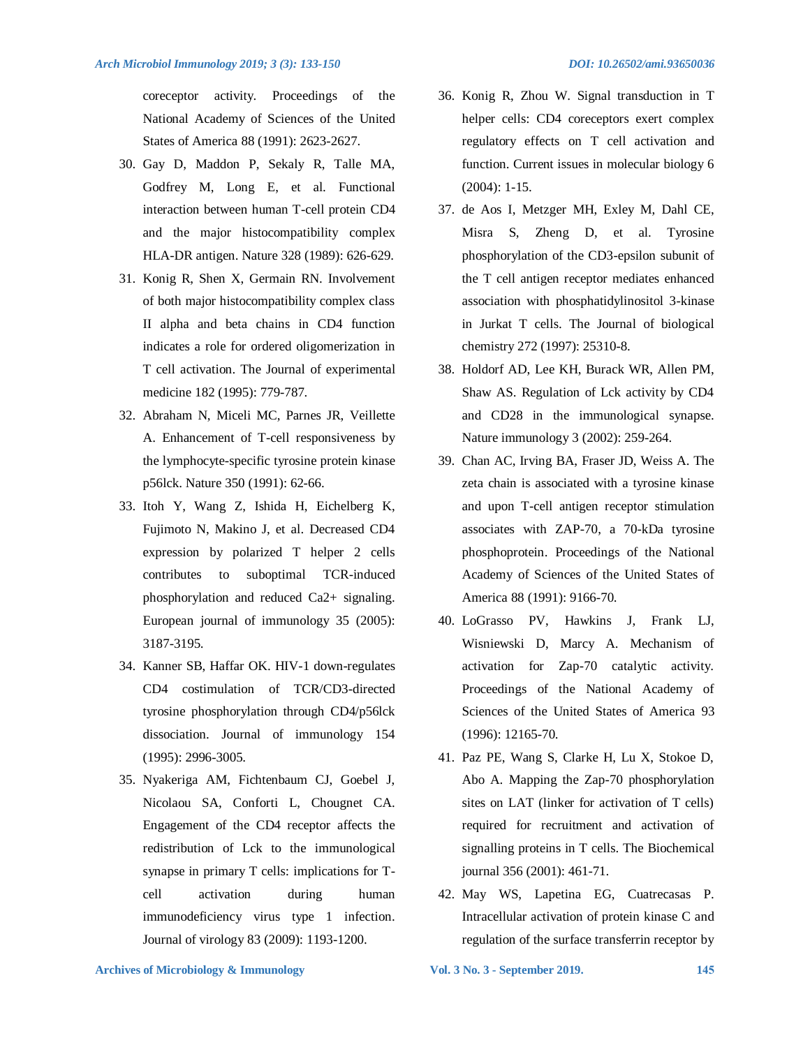coreceptor activity. Proceedings of the National Academy of Sciences of the United States of America 88 (1991): 2623-2627.

30. Gay D, Maddon P, Sekaly R, Talle MA, Godfrey M, Long E, et al. Functional interaction between human T-cell protein CD4 and the major histocompatibility complex HLA-DR antigen. Nature 328 (1989): 626-629.
31. Konig R, Shen X, Germain RN. Involvement of both major histocompatibility complex class II alpha and beta chains in CD4 function indicates a role for ordered oligomerization in T cell activation. The Journal of experimental medicine 182 (1995): 779-787.
32. Abraham N, Miceli MC, Parnes JR, Veillette A. Enhancement of T-cell responsiveness by the lymphocyte-specific tyrosine protein kinase p56lck. Nature 350 (1991): 62-66.
33. Itoh Y, Wang Z, Ishida H, Eichelberg K, Fujimoto N, Makino J, et al. Decreased CD4 expression by polarized T helper 2 cells contributes to suboptimal TCR-induced phosphorylation and reduced Ca2+ signaling. European journal of immunology 35 (2005): 3187-3195.
34. Kanner SB, Haffar OK. HIV-1 down-regulates CD4 costimulation of TCR/CD3-directed tyrosine phosphorylation through CD4/p56lck dissociation. Journal of immunology 154 (1995): 2996-3005.
35. Nyakeriga AM, Fichtenbaum CJ, Goebel J, Nicolaou SA, Conforti L, Chougnet CA. Engagement of the CD4 receptor affects the redistribution of Lck to the immunological synapse in primary T cells: implications for T-cell activation during human immunodeficiency virus type 1 infection. Journal of virology 83 (2009): 1193-1200.
36. Konig R, Zhou W. Signal transduction in T helper cells: CD4 coreceptors exert complex regulatory effects on T cell activation and function. Current issues in molecular biology 6 (2004): 1-15.
37. de Aos I, Metzger MH, Exley M, Dahl CE, Misra S, Zheng D, et al. Tyrosine phosphorylation of the CD3-epsilon subunit of the T cell antigen receptor mediates enhanced association with phosphatidylinositol 3-kinase in Jurkat T cells. The Journal of biological chemistry 272 (1997): 25310-8.
38. Holdorf AD, Lee KH, Burack WR, Allen PM, Shaw AS. Regulation of Lck activity by CD4 and CD28 in the immunological synapse. Nature immunology 3 (2002): 259-264.
39. Chan AC, Irving BA, Fraser JD, Weiss A. The zeta chain is associated with a tyrosine kinase and upon T-cell antigen receptor stimulation associates with ZAP-70, a 70-kDa tyrosine phosphoprotein. Proceedings of the National Academy of Sciences of the United States of America 88 (1991): 9166-70.
40. LoGrasso PV, Hawkins J, Frank LJ, Wisniewski D, Marcy A. Mechanism of activation for Zap-70 catalytic activity. Proceedings of the National Academy of Sciences of the United States of America 93 (1996): 12165-70.
41. Paz PE, Wang S, Clarke H, Lu X, Stokoe D, Abo A. Mapping the Zap-70 phosphorylation sites on LAT (linker for activation of T cells) required for recruitment and activation of signalling proteins in T cells. The Biochemical journal 356 (2001): 461-71.
42. May WS, Lapetina EG, Cuatrecasas P. Intracellular activation of protein kinase C and regulation of the surface transferrin receptor by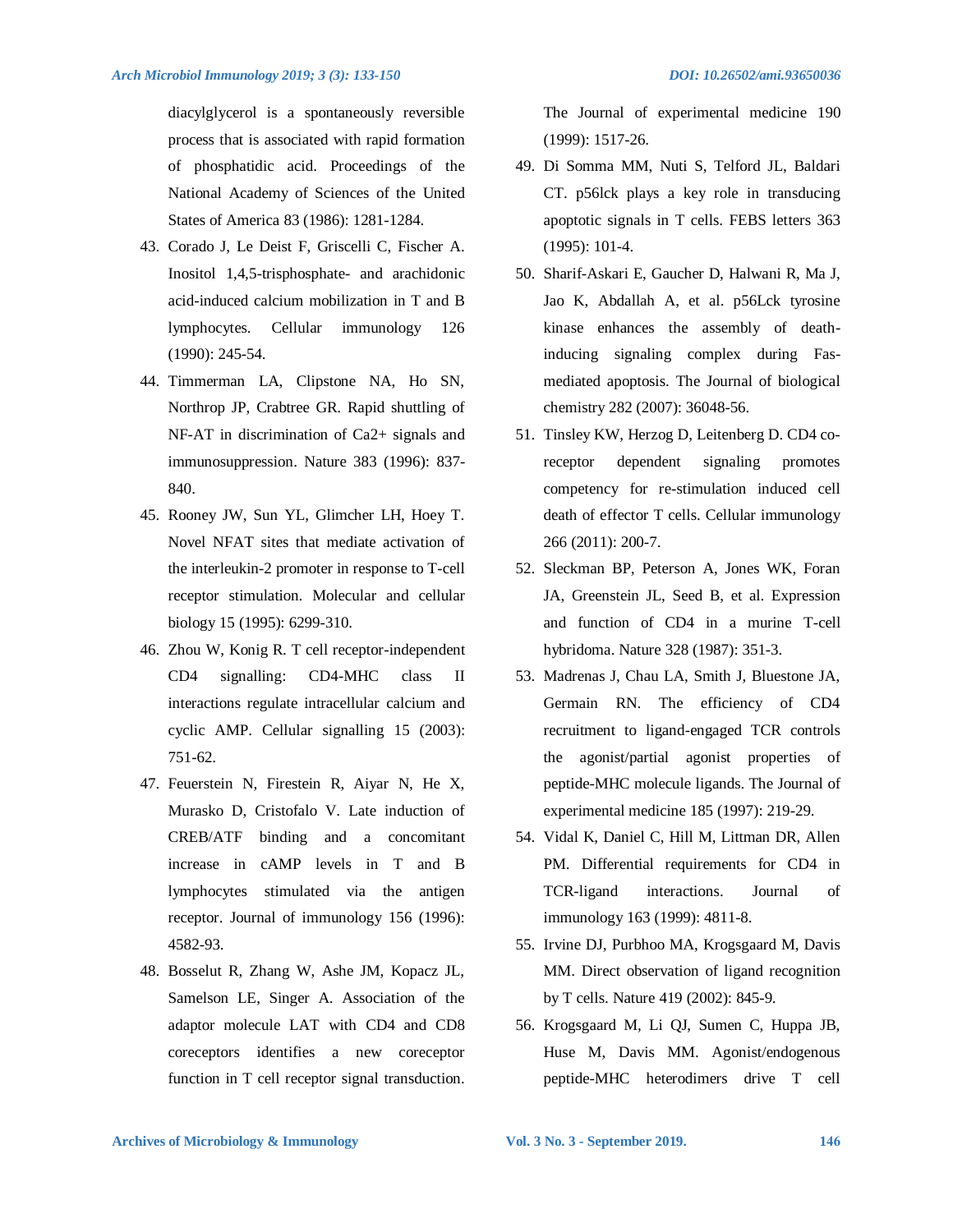diacylglycerol is a spontaneously reversible process that is associated with rapid formation of phosphatidic acid. Proceedings of the National Academy of Sciences of the United States of America 83 (1986): 1281-1284.

43. Corado J, Le Deist F, Griscelli C, Fischer A. Inositol 1,4,5-trisphosphate- and arachidonic acid-induced calcium mobilization in T and B lymphocytes. Cellular immunology 126 (1990): 245-54.
44. Timmerman LA, Clipstone NA, Ho SN, Northrop JP, Crabtree GR. Rapid shuttling of NF-AT in discrimination of Ca2+ signals and immunosuppression. Nature 383 (1996): 837-840.
45. Rooney JW, Sun YL, Glimcher LH, Hoey T. Novel NFAT sites that mediate activation of the interleukin-2 promoter in response to T-cell receptor stimulation. Molecular and cellular biology 15 (1995): 6299-310.
46. Zhou W, Konig R. T cell receptor-independent CD4 signalling: CD4-MHC class II interactions regulate intracellular calcium and cyclic AMP. Cellular signalling 15 (2003): 751-62.
47. Feuerstein N, Firestein R, Aiyar N, He X, Murasko D, Cristofalo V. Late induction of CREB/ATF binding and a concomitant increase in cAMP levels in T and B lymphocytes stimulated via the antigen receptor. Journal of immunology 156 (1996): 4582-93.
48. Bosselut R, Zhang W, Ashe JM, Kopacz JL, Samelson LE, Singer A. Association of the adaptor molecule LAT with CD4 and CD8 coreceptors identifies a new coreceptor function in T cell receptor signal transduction. The Journal of experimental medicine 190 (1999): 1517-26.
49. Di Somma MM, Nuti S, Telford JL, Baldari CT. p56lck plays a key role in transducing apoptotic signals in T cells. FEBS letters 363 (1995): 101-4.
50. Sharif-Askari E, Gaucher D, Halwani R, Ma J, Jao K, Abdallah A, et al. p56Lck tyrosine kinase enhances the assembly of death-inducing signaling complex during Fas-mediated apoptosis. The Journal of biological chemistry 282 (2007): 36048-56.
51. Tinsley KW, Herzog D, Leitenberg D. CD4 co-receptor dependent signaling promotes competency for re-stimulation induced cell death of effector T cells. Cellular immunology 266 (2011): 200-7.
52. Sleckman BP, Peterson A, Jones WK, Foran JA, Greenstein JL, Seed B, et al. Expression and function of CD4 in a murine T-cell hybridoma. Nature 328 (1987): 351-3.
53. Madrenas J, Chau LA, Smith J, Bluestone JA, Germain RN. The efficiency of CD4 recruitment to ligand-engaged TCR controls the agonist/partial agonist properties of peptide-MHC molecule ligands. The Journal of experimental medicine 185 (1997): 219-29.
54. Vidal K, Daniel C, Hill M, Littman DR, Allen PM. Differential requirements for CD4 in TCR-ligand interactions. Journal of immunology 163 (1999): 4811-8.
55. Irvine DJ, Purbhoo MA, Krogsgaard M, Davis MM. Direct observation of ligand recognition by T cells. Nature 419 (2002): 845-9.
56. Krogsgaard M, Li QJ, Sumen C, Huppa JB, Huse M, Davis MM. Agonist/endogenous peptide-MHC heterodimers drive T cell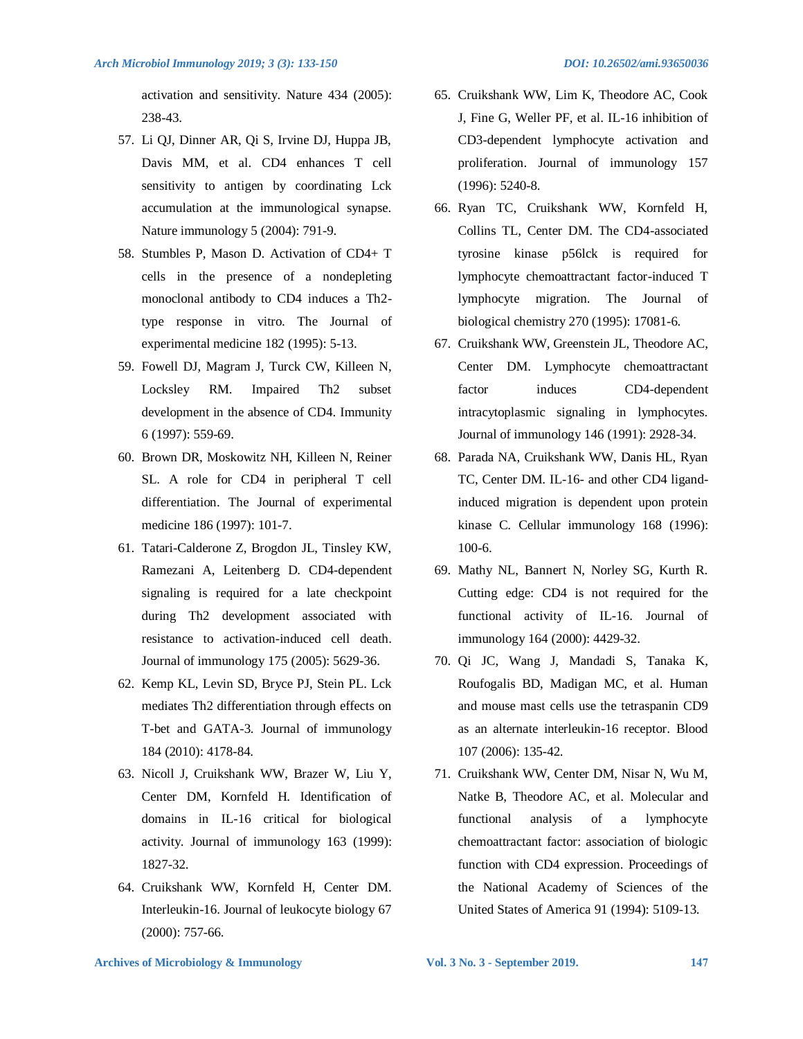activation and sensitivity. Nature 434 (2005): 238-43.

57. Li QJ, Dinner AR, Qi S, Irvine DJ, Huppa JB, Davis MM, et al. CD4 enhances T cell sensitivity to antigen by coordinating Lck accumulation at the immunological synapse. Nature immunology 5 (2004): 791-9.
58. Stumbles P, Mason D. Activation of CD4+ T cells in the presence of a nondepleting monoclonal antibody to CD4 induces a Th2-type response in vitro. The Journal of experimental medicine 182 (1995): 5-13.
59. Fowell DJ, Magram J, Turck CW, Killeen N, Locksley RM. Impaired Th2 subset development in the absence of CD4. Immunity 6 (1997): 559-69.
60. Brown DR, Moskowitz NH, Killeen N, Reiner SL. A role for CD4 in peripheral T cell differentiation. The Journal of experimental medicine 186 (1997): 101-7.
61. Tatari-Calderone Z, Brogdon JL, Tinsley KW, Ramezani A, Leitenberg D. CD4-dependent signaling is required for a late checkpoint during Th2 development associated with resistance to activation-induced cell death. Journal of immunology 175 (2005): 5629-36.
62. Kemp KL, Levin SD, Bryce PJ, Stein PL. Lck mediates Th2 differentiation through effects on T-bet and GATA-3. Journal of immunology 184 (2010): 4178-84.
63. Nicoll J, Cruikshank WW, Brazer W, Liu Y, Center DM, Kornfeld H. Identification of domains in IL-16 critical for biological activity. Journal of immunology 163 (1999): 1827-32.
64. Cruikshank WW, Kornfeld H, Center DM. Interleukin-16. Journal of leukocyte biology 67 (2000): 757-66.
65. Cruikshank WW, Lim K, Theodore AC, Cook J, Fine G, Weller PF, et al. IL-16 inhibition of CD3-dependent lymphocyte activation and proliferation. Journal of immunology 157 (1996): 5240-8.
66. Ryan TC, Cruikshank WW, Kornfeld H, Collins TL, Center DM. The CD4-associated tyrosine kinase p56lck is required for lymphocyte chemoattractant factor-induced T lymphocyte migration. The Journal of biological chemistry 270 (1995): 17081-6.
67. Cruikshank WW, Greenstein JL, Theodore AC, Center DM. Lymphocyte chemoattractant factor induces CD4-dependent intracytoplasmic signaling in lymphocytes. Journal of immunology 146 (1991): 2928-34.
68. Parada NA, Cruikshank WW, Danis HL, Ryan TC, Center DM. IL-16- and other CD4 ligand-induced migration is dependent upon protein kinase C. Cellular immunology 168 (1996): 100-6.
69. Mathy NL, Bannert N, Norley SG, Kurth R. Cutting edge: CD4 is not required for the functional activity of IL-16. Journal of immunology 164 (2000): 4429-32.
70. Qi JC, Wang J, Mandadi S, Tanaka K, Roufogalis BD, Madigan MC, et al. Human and mouse mast cells use the tetraspanin CD9 as an alternate interleukin-16 receptor. Blood 107 (2006): 135-42.
71. Cruikshank WW, Center DM, Nisar N, Wu M, Natke B, Theodore AC, et al. Molecular and functional analysis of a lymphocyte chemoattractant factor: association of biologic function with CD4 expression. Proceedings of the National Academy of Sciences of the United States of America 91 (1994): 5109-13.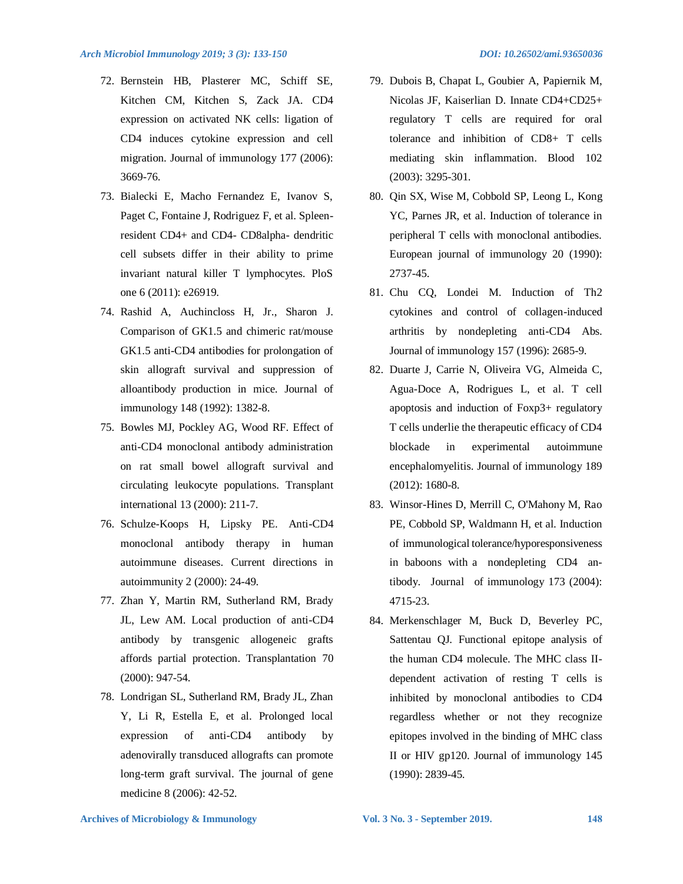72. Bernstein HB, Plasterer MC, Schiff SE, Kitchen CM, Kitchen S, Zack JA. CD4 expression on activated NK cells: ligation of CD4 induces cytokine expression and cell migration. Journal of immunology 177 (2006): 3669-76.
73. Bialecki E, Macho Fernandez E, Ivanov S, Paget C, Fontaine J, Rodriguez F, et al. Spleen-resident CD4+ and CD4- CD8alpha- dendritic cell subsets differ in their ability to prime invariant natural killer T lymphocytes. PloS one 6 (2011): e26919.
74. Rashid A, Auchincloss H, Jr., Sharon J. Comparison of GK1.5 and chimeric rat/mouse GK1.5 anti-CD4 antibodies for prolongation of skin allograft survival and suppression of alloantibody production in mice. Journal of immunology 148 (1992): 1382-8.
75. Bowles MJ, Pockley AG, Wood RF. Effect of anti-CD4 monoclonal antibody administration on rat small bowel allograft survival and circulating leukocyte populations. Transplant international 13 (2000): 211-7.
76. Schulze-Koops H, Lipsky PE. Anti-CD4 monoclonal antibody therapy in human autoimmune diseases. Current directions in autoimmunity 2 (2000): 24-49.
77. Zhan Y, Martin RM, Sutherland RM, Brady JL, Lew AM. Local production of anti-CD4 antibody by transgenic allogeneic grafts affords partial protection. Transplantation 70 (2000): 947-54.
78. Londrigan SL, Sutherland RM, Brady JL, Zhan Y, Li R, Estella E, et al. Prolonged local expression of anti-CD4 antibody by adenovirally transduced allografts can promote long-term graft survival. The journal of gene medicine 8 (2006): 42-52.
79. Dubois B, Chapat L, Goubier A, Papiernik M, Nicolas JF, Kaiserlian D. Innate CD4+CD25+ regulatory T cells are required for oral tolerance and inhibition of CD8+ T cells mediating skin inflammation. Blood 102 (2003): 3295-301.
80. Qin SX, Wise M, Cobbold SP, Leong L, Kong YC, Parnes JR, et al. Induction of tolerance in peripheral T cells with monoclonal antibodies. European journal of immunology 20 (1990): 2737-45.
81. Chu CQ, Londei M. Induction of Th2 cytokines and control of collagen-induced arthritis by nondepleting anti-CD4 Abs. Journal of immunology 157 (1996): 2685-9.
82. Duarte J, Carrie N, Oliveira VG, Almeida C, Agua-Doce A, Rodrigues L, et al. T cell apoptosis and induction of Foxp3+ regulatory T cells underlie the therapeutic efficacy of CD4 blockade in experimental autoimmune encephalomyelitis. Journal of immunology 189 (2012): 1680-8.
83. Winsor-Hines D, Merrill C, O'Mahony M, Rao PE, Cobbold SP, Waldmann H, et al. Induction of immunological tolerance/hyporesponsiveness in baboons with a nondepleting CD4 antibody. Journal of immunology 173 (2004): 4715-23.
84. Merkenschlager M, Buck D, Beverley PC, Sattentau QJ. Functional epitope analysis of the human CD4 molecule. The MHC class II-dependent activation of resting T cells is inhibited by monoclonal antibodies to CD4 regardless whether or not they recognize epitopes involved in the binding of MHC class II or HIV gp120. Journal of immunology 145 (1990): 2839-45.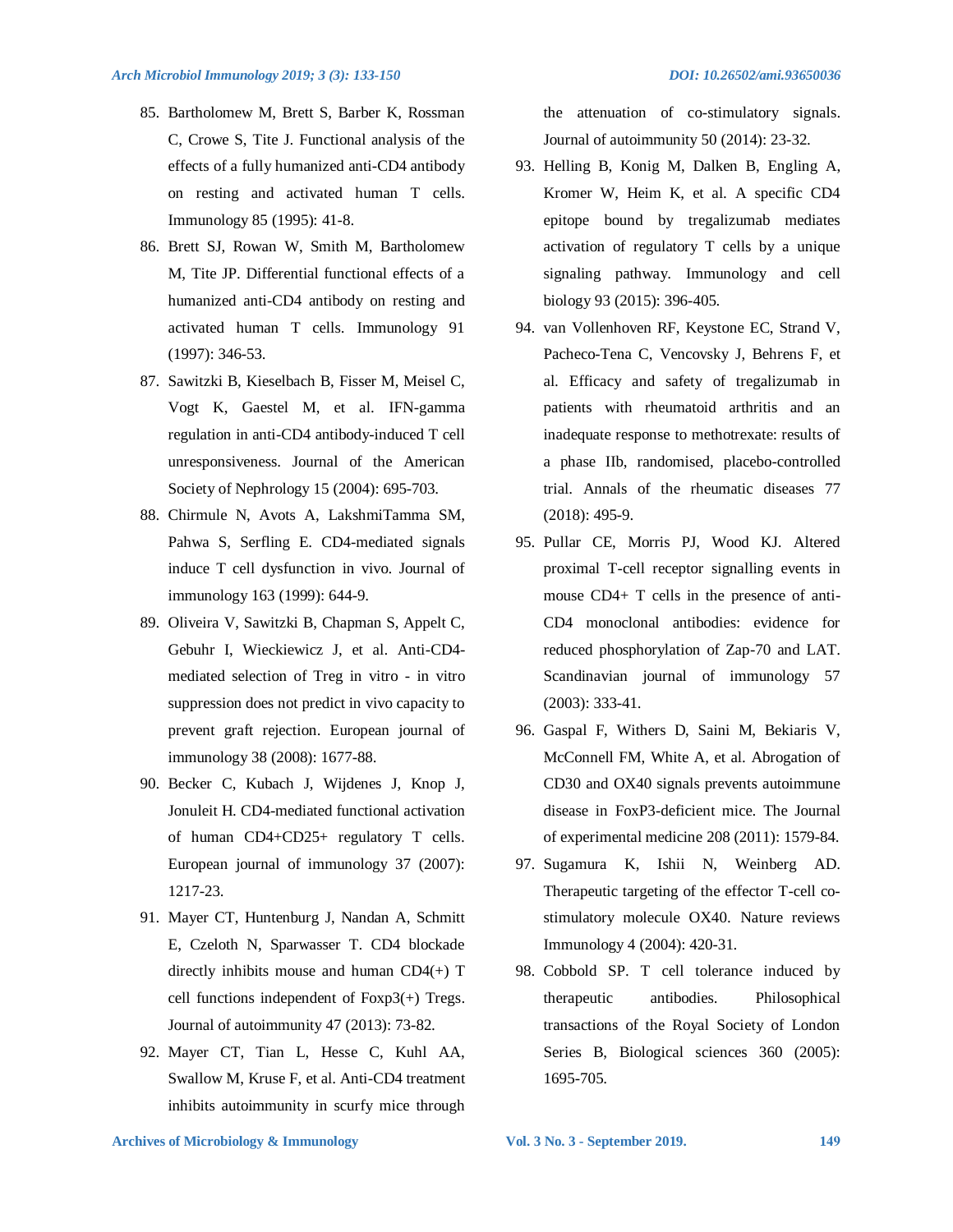85. Bartholomew M, Brett S, Barber K, Rossman C, Crowe S, Tite J. Functional analysis of the effects of a fully humanized anti-CD4 antibody on resting and activated human T cells. Immunology 85 (1995): 41-8.
86. Brett SJ, Rowan W, Smith M, Bartholomew M, Tite JP. Differential functional effects of a humanized anti-CD4 antibody on resting and activated human T cells. Immunology 91 (1997): 346-53.
87. Sawitzki B, Kieselbach B, Fisser M, Meisel C, Vogt K, Gaestel M, et al. IFN-gamma regulation in anti-CD4 antibody-induced T cell unresponsiveness. Journal of the American Society of Nephrology 15 (2004): 695-703.
88. Chirmule N, Avots A, LakshmiTamma SM, Pahwa S, Serfling E. CD4-mediated signals induce T cell dysfunction in vivo. Journal of immunology 163 (1999): 644-9.
89. Oliveira V, Sawitzki B, Chapman S, Appelt C, Gebuhr I, Wieckiewicz J, et al. Anti-CD4-mediated selection of Treg in vitro - in vitro suppression does not predict in vivo capacity to prevent graft rejection. European journal of immunology 38 (2008): 1677-88.
90. Becker C, Kubach J, Wijdenes J, Knop J, Jonuleit H. CD4-mediated functional activation of human CD4+CD25+ regulatory T cells. European journal of immunology 37 (2007): 1217-23.
91. Mayer CT, Huntenburg J, Nandan A, Schmitt E, Czeloth N, Sparwasser T. CD4 blockade directly inhibits mouse and human CD4(+) T cell functions independent of Foxp3(+) Tregs. Journal of autoimmunity 47 (2013): 73-82.
92. Mayer CT, Tian L, Hesse C, Kuhl AA, Swallow M, Kruse F, et al. Anti-CD4 treatment inhibits autoimmunity in scurfy mice through the attenuation of co-stimulatory signals. Journal of autoimmunity 50 (2014): 23-32.
93. Helling B, Konig M, Dalken B, Engling A, Kromer W, Heim K, et al. A specific CD4 epitope bound by tregalizumab mediates activation of regulatory T cells by a unique signaling pathway. Immunology and cell biology 93 (2015): 396-405.
94. van Vollenhoven RF, Keystone EC, Strand V, Pacheco-Tena C, Vencovsky J, Behrens F, et al. Efficacy and safety of tregalizumab in patients with rheumatoid arthritis and an inadequate response to methotrexate: results of a phase IIb, randomised, placebo-controlled trial. Annals of the rheumatic diseases 77 (2018): 495-9.
95. Pullar CE, Morris PJ, Wood KJ. Altered proximal T-cell receptor signalling events in mouse CD4+ T cells in the presence of anti-CD4 monoclonal antibodies: evidence for reduced phosphorylation of Zap-70 and LAT. Scandinavian journal of immunology 57 (2003): 333-41.
96. Gaspal F, Withers D, Saini M, Bekiaris V, McConnell FM, White A, et al. Abrogation of CD30 and OX40 signals prevents autoimmune disease in FoxP3-deficient mice. The Journal of experimental medicine 208 (2011): 1579-84.
97. Sugamura K, Ishii N, Weinberg AD. Therapeutic targeting of the effector T-cell co-stimulatory molecule OX40. Nature reviews Immunology 4 (2004): 420-31.
98. Cobbold SP. T cell tolerance induced by therapeutic antibodies. Philosophical transactions of the Royal Society of London Series B, Biological sciences 360 (2005): 1695-705.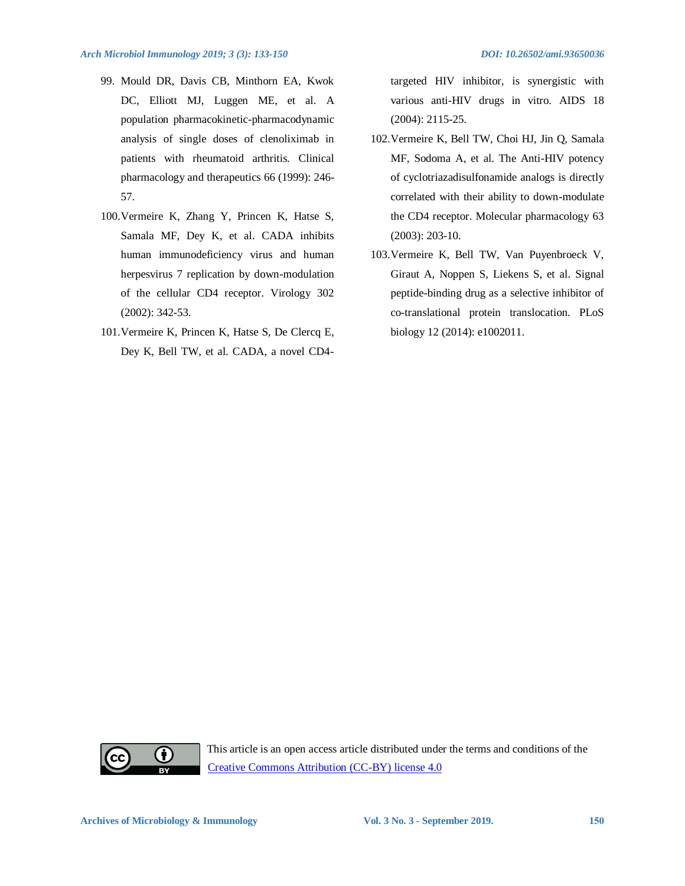99. Mould DR, Davis CB, Minthorn EA, Kwok DC, Elliott MJ, Luggen ME, et al. A population pharmacokinetic-pharmacodynamic analysis of single doses of clenoliximab in patients with rheumatoid arthritis. Clinical pharmacology and therapeutics 66 (1999): 246-57.
100. Vermeire K, Zhang Y, Princen K, Hatse S, Samala MF, Dey K, et al. CADA inhibits human immunodeficiency virus and human herpesvirus 7 replication by down-modulation of the cellular CD4 receptor. Virology 302 (2002): 342-53.
101. Vermeire K, Princen K, Hatse S, De Clercq E, Dey K, Bell TW, et al. CADA, a novel CD4-targeted HIV inhibitor, is synergistic with various anti-HIV drugs in vitro. AIDS 18 (2004): 2115-25.
102. Vermeire K, Bell TW, Choi HJ, Jin Q, Samala MF, Sodoma A, et al. The Anti-HIV potency of cyclotriazadisulfonamide analogs is directly correlated with their ability to down-modulate the CD4 receptor. Molecular pharmacology 63 (2003): 203-10.
103. Vermeire K, Bell TW, Van Puyenbroeck V, Giraut A, Noppen S, Liekens S, et al. Signal peptide-binding drug as a selective inhibitor of co-translational protein translocation. PLoS biology 12 (2014): e1002011.

This article is an open access article distributed under the terms and conditions of the Creative Commons Attribution (CC-BY) license 4.0